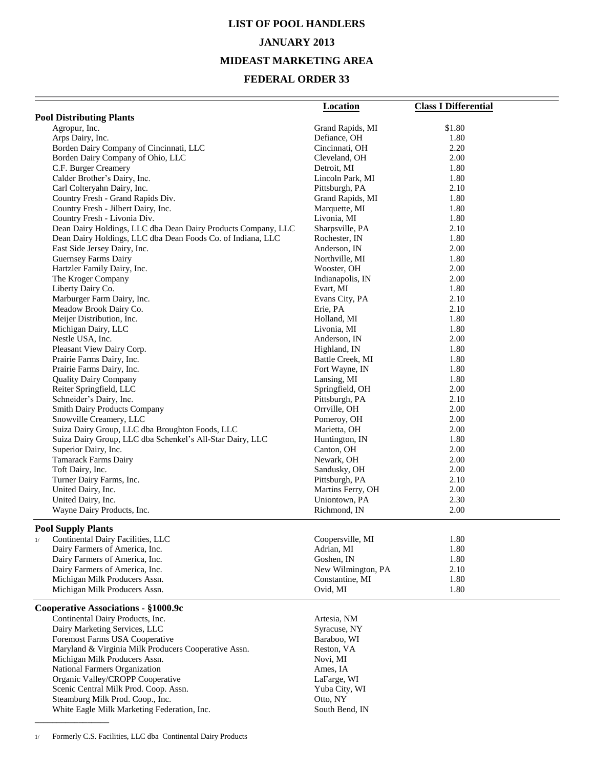# LIST OF POOL HANDLERS

# JANUARY 2013

# MIDEAST MARKETING AREA

# FEDERAL ORDER 33

| | Location | Class I Differential |
|---|---|---|
| **Pool Distributing Plants** | | |
| Agropur, Inc. | Grand Rapids, MI | $1.80 |
| Arps Dairy, Inc. | Defiance, OH | 1.80 |
| Borden Dairy Company of Cincinnati, LLC | Cincinnati, OH | 2.20 |
| Borden Dairy Company of Ohio, LLC | Cleveland, OH | 2.00 |
| C.F. Burger Creamery | Detroit, MI | 1.80 |
| Calder Brother's Dairy, Inc. | Lincoln Park, MI | 1.80 |
| Carl Colteryahn Dairy, Inc. | Pittsburgh, PA | 2.10 |
| Country Fresh - Grand Rapids Div. | Grand Rapids, MI | 1.80 |
| Country Fresh - Jilbert Dairy, Inc. | Marquette, MI | 1.80 |
| Country Fresh - Livonia Div. | Livonia, MI | 1.80 |
| Dean Dairy Holdings, LLC dba Dean Dairy Products Company, LLC | Sharpsville, PA | 2.10 |
| Dean Dairy Holdings, LLC dba Dean Foods Co. of Indiana, LLC | Rochester, IN | 1.80 |
| East Side Jersey Dairy, Inc. | Anderson, IN | 2.00 |
| Guernsey Farms Dairy | Northville, MI | 1.80 |
| Hartzler Family Dairy, Inc. | Wooster, OH | 2.00 |
| The Kroger Company | Indianapolis, IN | 2.00 |
| Liberty Dairy Co. | Evart, MI | 1.80 |
| Marburger Farm Dairy, Inc. | Evans City, PA | 2.10 |
| Meadow Brook Dairy Co. | Erie, PA | 2.10 |
| Meijer Distribution, Inc. | Holland, MI | 1.80 |
| Michigan Dairy, LLC | Livonia, MI | 1.80 |
| Nestle USA, Inc. | Anderson, IN | 2.00 |
| Pleasant View Dairy Corp. | Highland, IN | 1.80 |
| Prairie Farms Dairy, Inc. | Battle Creek, MI | 1.80 |
| Prairie Farms Dairy, Inc. | Fort Wayne, IN | 1.80 |
| Quality Dairy Company | Lansing, MI | 1.80 |
| Reiter Springfield, LLC | Springfield, OH | 2.00 |
| Schneider's Dairy, Inc. | Pittsburgh, PA | 2.10 |
| Smith Dairy Products Company | Orrville, OH | 2.00 |
| Snowville Creamery, LLC | Pomeroy, OH | 2.00 |
| Suiza Dairy Group, LLC dba Broughton Foods, LLC | Marietta, OH | 2.00 |
| Suiza Dairy Group, LLC dba Schenkel's All-Star Dairy, LLC | Huntington, IN | 1.80 |
| Superior Dairy, Inc. | Canton, OH | 2.00 |
| Tamarack Farms Dairy | Newark, OH | 2.00 |
| Toft Dairy, Inc. | Sandusky, OH | 2.00 |
| Turner Dairy Farms, Inc. | Pittsburgh, PA | 2.10 |
| United Dairy, Inc. | Martins Ferry, OH | 2.00 |
| United Dairy, Inc. | Uniontown, PA | 2.30 |
| Wayne Dairy Products, Inc. | Richmond, IN | 2.00 |
| **Pool Supply Plants** | | |
| 1/ Continental Dairy Facilities, LLC | Coopersville, MI | 1.80 |
| Dairy Farmers of America, Inc. | Adrian, MI | 1.80 |
| Dairy Farmers of America, Inc. | Goshen, IN | 1.80 |
| Dairy Farmers of America, Inc. | New Wilmington, PA | 2.10 |
| Michigan Milk Producers Assn. | Constantine, MI | 1.80 |
| Michigan Milk Producers Assn. | Ovid, MI | 1.80 |
| **Cooperative Associations - §1000.9c** | | |
| Continental Dairy Products, Inc. | Artesia, NM | |
| Dairy Marketing Services, LLC | Syracuse, NY | |
| Foremost Farms USA Cooperative | Baraboo, WI | |
| Maryland & Virginia Milk Producers Cooperative Assn. | Reston, VA | |
| Michigan Milk Producers Assn. | Novi, MI | |
| National Farmers Organization | Ames, IA | |
| Organic Valley/CROPP Cooperative | LaFarge, WI | |
| Scenic Central Milk Prod. Coop. Assn. | Yuba City, WI | |
| Steamburg Milk Prod. Coop., Inc. | Otto, NY | |
| White Eagle Milk Marketing Federation, Inc. | South Bend, IN | |

1/ Formerly C.S. Facilities, LLC dba Continental Dairy Products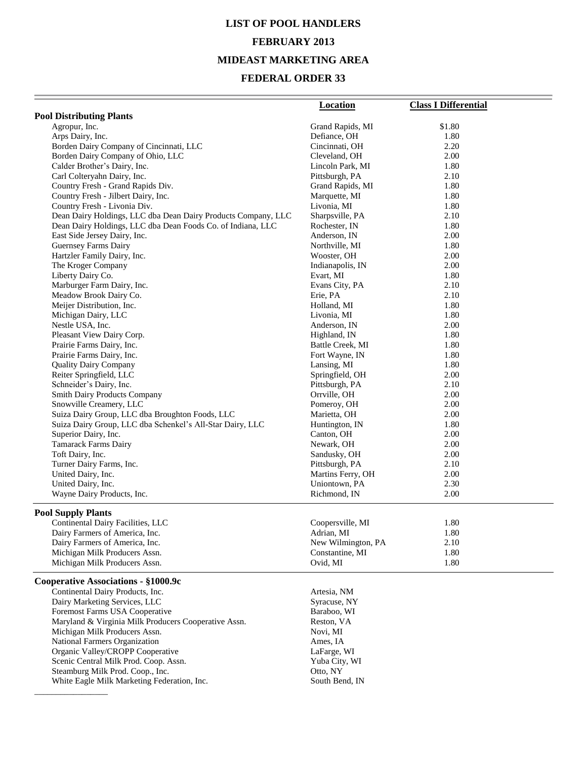# LIST OF POOL HANDLERS

## FEBRUARY 2013

## MIDEAST MARKETING AREA

## FEDERAL ORDER 33

| | Location | Class I Differential |
|---|---|---|
| **Pool Distributing Plants** | | |
| Agropur, Inc. | Grand Rapids, MI | $1.80 |
| Arps Dairy, Inc. | Defiance, OH | 1.80 |
| Borden Dairy Company of Cincinnati, LLC | Cincinnati, OH | 2.20 |
| Borden Dairy Company of Ohio, LLC | Cleveland, OH | 2.00 |
| Calder Brother's Dairy, Inc. | Lincoln Park, MI | 1.80 |
| Carl Colteryahn Dairy, Inc. | Pittsburgh, PA | 2.10 |
| Country Fresh - Grand Rapids Div. | Grand Rapids, MI | 1.80 |
| Country Fresh - Jilbert Dairy, Inc. | Marquette, MI | 1.80 |
| Country Fresh - Livonia Div. | Livonia, MI | 1.80 |
| Dean Dairy Holdings, LLC dba Dean Dairy Products Company, LLC | Sharpsville, PA | 2.10 |
| Dean Dairy Holdings, LLC dba Dean Foods Co. of Indiana, LLC | Rochester, IN | 1.80 |
| East Side Jersey Dairy, Inc. | Anderson, IN | 2.00 |
| Guernsey Farms Dairy | Northville, MI | 1.80 |
| Hartzler Family Dairy, Inc. | Wooster, OH | 2.00 |
| The Kroger Company | Indianapolis, IN | 2.00 |
| Liberty Dairy Co. | Evart, MI | 1.80 |
| Marburger Farm Dairy, Inc. | Evans City, PA | 2.10 |
| Meadow Brook Dairy Co. | Erie, PA | 2.10 |
| Meijer Distribution, Inc. | Holland, MI | 1.80 |
| Michigan Dairy, LLC | Livonia, MI | 1.80 |
| Nestle USA, Inc. | Anderson, IN | 2.00 |
| Pleasant View Dairy Corp. | Highland, IN | 1.80 |
| Prairie Farms Dairy, Inc. | Battle Creek, MI | 1.80 |
| Prairie Farms Dairy, Inc. | Fort Wayne, IN | 1.80 |
| Quality Dairy Company | Lansing, MI | 1.80 |
| Reiter Springfield, LLC | Springfield, OH | 2.00 |
| Schneider's Dairy, Inc. | Pittsburgh, PA | 2.10 |
| Smith Dairy Products Company | Orrville, OH | 2.00 |
| Snowville Creamery, LLC | Pomeroy, OH | 2.00 |
| Suiza Dairy Group, LLC dba Broughton Foods, LLC | Marietta, OH | 2.00 |
| Suiza Dairy Group, LLC dba Schenkel's All-Star Dairy, LLC | Huntington, IN | 1.80 |
| Superior Dairy, Inc. | Canton, OH | 2.00 |
| Tamarack Farms Dairy | Newark, OH | 2.00 |
| Toft Dairy, Inc. | Sandusky, OH | 2.00 |
| Turner Dairy Farms, Inc. | Pittsburgh, PA | 2.10 |
| United Dairy, Inc. | Martins Ferry, OH | 2.00 |
| United Dairy, Inc. | Uniontown, PA | 2.30 |
| Wayne Dairy Products, Inc. | Richmond, IN | 2.00 |
| **Pool Supply Plants** | | |
| Continental Dairy Facilities, LLC | Coopersville, MI | 1.80 |
| Dairy Farmers of America, Inc. | Adrian, MI | 1.80 |
| Dairy Farmers of America, Inc. | New Wilmington, PA | 2.10 |
| Michigan Milk Producers Assn. | Constantine, MI | 1.80 |
| Michigan Milk Producers Assn. | Ovid, MI | 1.80 |
| **Cooperative Associations - §1000.9c** | | |
| Continental Dairy Products, Inc. | Artesia, NM | |
| Dairy Marketing Services, LLC | Syracuse, NY | |
| Foremost Farms USA Cooperative | Baraboo, WI | |
| Maryland & Virginia Milk Producers Cooperative Assn. | Reston, VA | |
| Michigan Milk Producers Assn. | Novi, MI | |
| National Farmers Organization | Ames, IA | |
| Organic Valley/CROPP Cooperative | LaFarge, WI | |
| Scenic Central Milk Prod. Coop. Assn. | Yuba City, WI | |
| Steamburg Milk Prod. Coop., Inc. | Otto, NY | |
| White Eagle Milk Marketing Federation, Inc. | South Bend, IN | |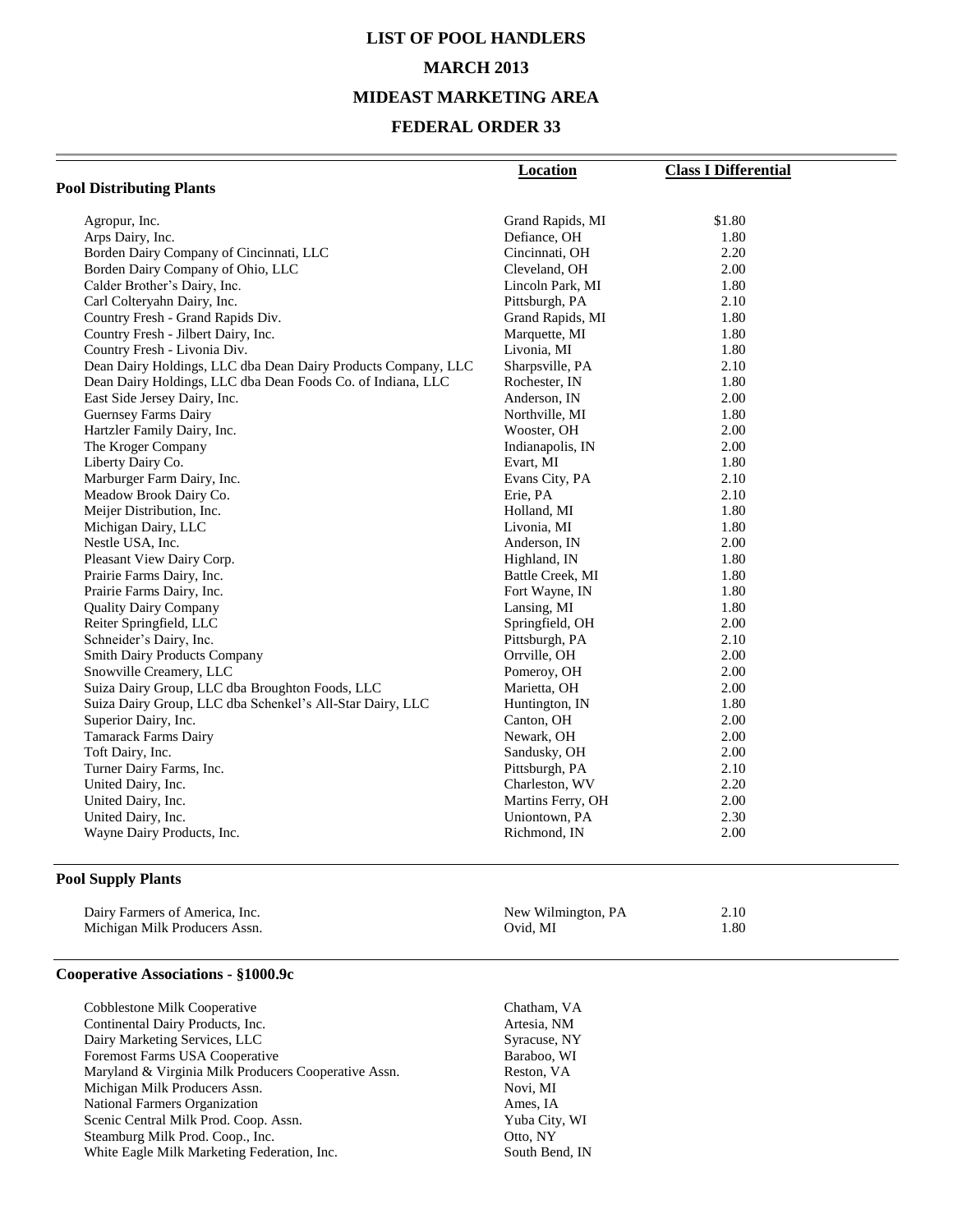# LIST OF POOL HANDLERS

## MARCH 2013

## MIDEAST MARKETING AREA

## FEDERAL ORDER 33

| | Location | Class I Differential |
|---|---|---|
| **Pool Distributing Plants** | | |
| Agropur, Inc. | Grand Rapids, MI | $1.80 |
| Arps Dairy, Inc. | Defiance, OH | 1.80 |
| Borden Dairy Company of Cincinnati, LLC | Cincinnati, OH | 2.20 |
| Borden Dairy Company of Ohio, LLC | Cleveland, OH | 2.00 |
| Calder Brother's Dairy, Inc. | Lincoln Park, MI | 1.80 |
| Carl Colteryahn Dairy, Inc. | Pittsburgh, PA | 2.10 |
| Country Fresh - Grand Rapids Div. | Grand Rapids, MI | 1.80 |
| Country Fresh - Jilbert Dairy, Inc. | Marquette, MI | 1.80 |
| Country Fresh - Livonia Div. | Livonia, MI | 1.80 |
| Dean Dairy Holdings, LLC dba Dean Dairy Products Company, LLC | Sharpsville, PA | 2.10 |
| Dean Dairy Holdings, LLC dba Dean Foods Co. of Indiana, LLC | Rochester, IN | 1.80 |
| East Side Jersey Dairy, Inc. | Anderson, IN | 2.00 |
| Guernsey Farms Dairy | Northville, MI | 1.80 |
| Hartzler Family Dairy, Inc. | Wooster, OH | 2.00 |
| The Kroger Company | Indianapolis, IN | 2.00 |
| Liberty Dairy Co. | Evart, MI | 1.80 |
| Marburger Farm Dairy, Inc. | Evans City, PA | 2.10 |
| Meadow Brook Dairy Co. | Erie, PA | 2.10 |
| Meijer Distribution, Inc. | Holland, MI | 1.80 |
| Michigan Dairy, LLC | Livonia, MI | 1.80 |
| Nestle USA, Inc. | Anderson, IN | 2.00 |
| Pleasant View Dairy Corp. | Highland, IN | 1.80 |
| Prairie Farms Dairy, Inc. | Battle Creek, MI | 1.80 |
| Prairie Farms Dairy, Inc. | Fort Wayne, IN | 1.80 |
| Quality Dairy Company | Lansing, MI | 1.80 |
| Reiter Springfield, LLC | Springfield, OH | 2.00 |
| Schneider's Dairy, Inc. | Pittsburgh, PA | 2.10 |
| Smith Dairy Products Company | Orrville, OH | 2.00 |
| Snowville Creamery, LLC | Pomeroy, OH | 2.00 |
| Suiza Dairy Group, LLC dba Broughton Foods, LLC | Marietta, OH | 2.00 |
| Suiza Dairy Group, LLC dba Schenkel's All-Star Dairy, LLC | Huntington, IN | 1.80 |
| Superior Dairy, Inc. | Canton, OH | 2.00 |
| Tamarack Farms Dairy | Newark, OH | 2.00 |
| Toft Dairy, Inc. | Sandusky, OH | 2.00 |
| Turner Dairy Farms, Inc. | Pittsburgh, PA | 2.10 |
| United Dairy, Inc. | Charleston, WV | 2.20 |
| United Dairy, Inc. | Martins Ferry, OH | 2.00 |
| United Dairy, Inc. | Uniontown, PA | 2.30 |
| Wayne Dairy Products, Inc. | Richmond, IN | 2.00 |
| **Pool Supply Plants** | | |
| Dairy Farmers of America, Inc. | New Wilmington, PA | 2.10 |
| Michigan Milk Producers Assn. | Ovid, MI | 1.80 |
| **Cooperative Associations - §1000.9c** | | |
| Cobblestone Milk Cooperative | Chatham, VA | |
| Continental Dairy Products, Inc. | Artesia, NM | |
| Dairy Marketing Services, LLC | Syracuse, NY | |
| Foremost Farms USA Cooperative | Baraboo, WI | |
| Maryland & Virginia Milk Producers Cooperative Assn. | Reston, VA | |
| Michigan Milk Producers Assn. | Novi, MI | |
| National Farmers Organization | Ames, IA | |
| Scenic Central Milk Prod. Coop. Assn. | Yuba City, WI | |
| Steamburg Milk Prod. Coop., Inc. | Otto, NY | |
| White Eagle Milk Marketing Federation, Inc. | South Bend, IN | |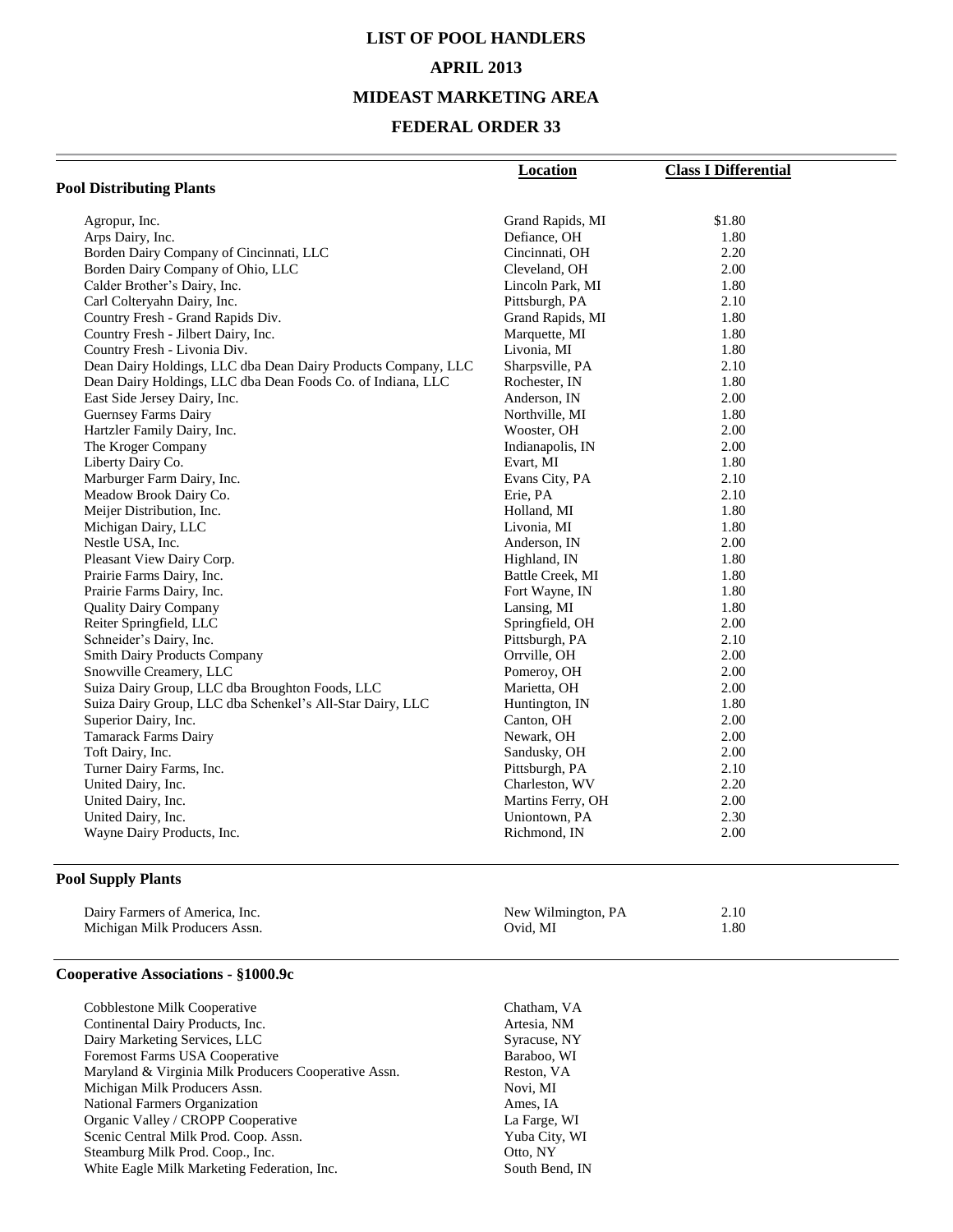# LIST OF POOL HANDLERS

## APRIL 2013

## MIDEAST MARKETING AREA

## FEDERAL ORDER 33

| | Location | Class I Differential |
|---|---|---|
| **Pool Distributing Plants** | | |
| Agropur, Inc. | Grand Rapids, MI | $1.80 |
| Arps Dairy, Inc. | Defiance, OH | 1.80 |
| Borden Dairy Company of Cincinnati, LLC | Cincinnati, OH | 2.20 |
| Borden Dairy Company of Ohio, LLC | Cleveland, OH | 2.00 |
| Calder Brother's Dairy, Inc. | Lincoln Park, MI | 1.80 |
| Carl Colteryahn Dairy, Inc. | Pittsburgh, PA | 2.10 |
| Country Fresh - Grand Rapids Div. | Grand Rapids, MI | 1.80 |
| Country Fresh - Jilbert Dairy, Inc. | Marquette, MI | 1.80 |
| Country Fresh - Livonia Div. | Livonia, MI | 1.80 |
| Dean Dairy Holdings, LLC dba Dean Dairy Products Company, LLC | Sharpsville, PA | 2.10 |
| Dean Dairy Holdings, LLC dba Dean Foods Co. of Indiana, LLC | Rochester, IN | 1.80 |
| East Side Jersey Dairy, Inc. | Anderson, IN | 2.00 |
| Guernsey Farms Dairy | Northville, MI | 1.80 |
| Hartzler Family Dairy, Inc. | Wooster, OH | 2.00 |
| The Kroger Company | Indianapolis, IN | 2.00 |
| Liberty Dairy Co. | Evart, MI | 1.80 |
| Marburger Farm Dairy, Inc. | Evans City, PA | 2.10 |
| Meadow Brook Dairy Co. | Erie, PA | 2.10 |
| Meijer Distribution, Inc. | Holland, MI | 1.80 |
| Michigan Dairy, LLC | Livonia, MI | 1.80 |
| Nestle USA, Inc. | Anderson, IN | 2.00 |
| Pleasant View Dairy Corp. | Highland, IN | 1.80 |
| Prairie Farms Dairy, Inc. | Battle Creek, MI | 1.80 |
| Prairie Farms Dairy, Inc. | Fort Wayne, IN | 1.80 |
| Quality Dairy Company | Lansing, MI | 1.80 |
| Reiter Springfield, LLC | Springfield, OH | 2.00 |
| Schneider's Dairy, Inc. | Pittsburgh, PA | 2.10 |
| Smith Dairy Products Company | Orrville, OH | 2.00 |
| Snowville Creamery, LLC | Pomeroy, OH | 2.00 |
| Suiza Dairy Group, LLC dba Broughton Foods, LLC | Marietta, OH | 2.00 |
| Suiza Dairy Group, LLC dba Schenkel's All-Star Dairy, LLC | Huntington, IN | 1.80 |
| Superior Dairy, Inc. | Canton, OH | 2.00 |
| Tamarack Farms Dairy | Newark, OH | 2.00 |
| Toft Dairy, Inc. | Sandusky, OH | 2.00 |
| Turner Dairy Farms, Inc. | Pittsburgh, PA | 2.10 |
| United Dairy, Inc. | Charleston, WV | 2.20 |
| United Dairy, Inc. | Martins Ferry, OH | 2.00 |
| United Dairy, Inc. | Uniontown, PA | 2.30 |
| Wayne Dairy Products, Inc. | Richmond, IN | 2.00 |
| **Pool Supply Plants** | | |
| Dairy Farmers of America, Inc. | New Wilmington, PA | 2.10 |
| Michigan Milk Producers Assn. | Ovid, MI | 1.80 |
| **Cooperative Associations - §1000.9c** | | |
| Cobblestone Milk Cooperative | Chatham, VA | |
| Continental Dairy Products, Inc. | Artesia, NM | |
| Dairy Marketing Services, LLC | Syracuse, NY | |
| Foremost Farms USA Cooperative | Baraboo, WI | |
| Maryland & Virginia Milk Producers Cooperative Assn. | Reston, VA | |
| Michigan Milk Producers Assn. | Novi, MI | |
| National Farmers Organization | Ames, IA | |
| Organic Valley / CROPP Cooperative | La Farge, WI | |
| Scenic Central Milk Prod. Coop. Assn. | Yuba City, WI | |
| Steamburg Milk Prod. Coop., Inc. | Otto, NY | |
| White Eagle Milk Marketing Federation, Inc. | South Bend, IN | |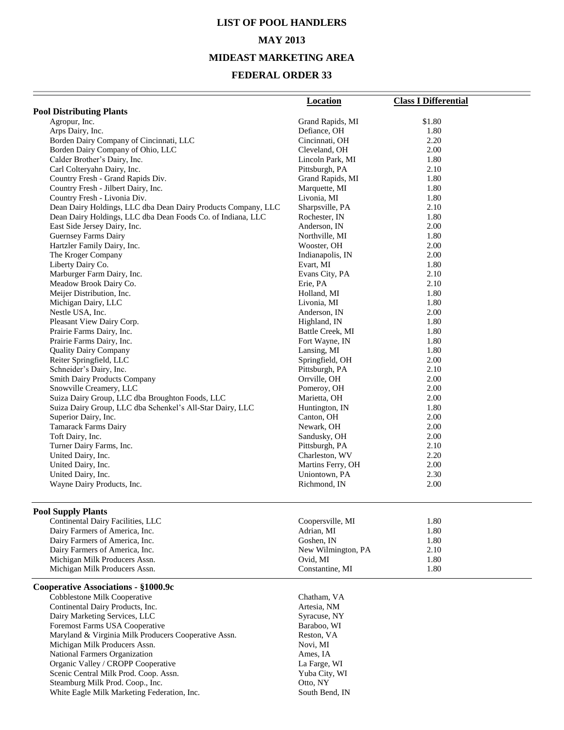# LIST OF POOL HANDLERS

## MAY 2013

## MIDEAST MARKETING AREA

## FEDERAL ORDER 33

| | Location | Class I Differential |
|---|---|---|
| **Pool Distributing Plants** | | |
| Agropur, Inc. | Grand Rapids, MI | $1.80 |
| Arps Dairy, Inc. | Defiance, OH | 1.80 |
| Borden Dairy Company of Cincinnati, LLC | Cincinnati, OH | 2.20 |
| Borden Dairy Company of Ohio, LLC | Cleveland, OH | 2.00 |
| Calder Brother's Dairy, Inc. | Lincoln Park, MI | 1.80 |
| Carl Colteryahn Dairy, Inc. | Pittsburgh, PA | 2.10 |
| Country Fresh - Grand Rapids Div. | Grand Rapids, MI | 1.80 |
| Country Fresh - Jilbert Dairy, Inc. | Marquette, MI | 1.80 |
| Country Fresh - Livonia Div. | Livonia, MI | 1.80 |
| Dean Dairy Holdings, LLC dba Dean Dairy Products Company, LLC | Sharpsville, PA | 2.10 |
| Dean Dairy Holdings, LLC dba Dean Foods Co. of Indiana, LLC | Rochester, IN | 1.80 |
| East Side Jersey Dairy, Inc. | Anderson, IN | 2.00 |
| Guernsey Farms Dairy | Northville, MI | 1.80 |
| Hartzler Family Dairy, Inc. | Wooster, OH | 2.00 |
| The Kroger Company | Indianapolis, IN | 2.00 |
| Liberty Dairy Co. | Evart, MI | 1.80 |
| Marburger Farm Dairy, Inc. | Evans City, PA | 2.10 |
| Meadow Brook Dairy Co. | Erie, PA | 2.10 |
| Meijer Distribution, Inc. | Holland, MI | 1.80 |
| Michigan Dairy, LLC | Livonia, MI | 1.80 |
| Nestle USA, Inc. | Anderson, IN | 2.00 |
| Pleasant View Dairy Corp. | Highland, IN | 1.80 |
| Prairie Farms Dairy, Inc. | Battle Creek, MI | 1.80 |
| Prairie Farms Dairy, Inc. | Fort Wayne, IN | 1.80 |
| Quality Dairy Company | Lansing, MI | 1.80 |
| Reiter Springfield, LLC | Springfield, OH | 2.00 |
| Schneider's Dairy, Inc. | Pittsburgh, PA | 2.10 |
| Smith Dairy Products Company | Orrville, OH | 2.00 |
| Snowville Creamery, LLC | Pomeroy, OH | 2.00 |
| Suiza Dairy Group, LLC dba Broughton Foods, LLC | Marietta, OH | 2.00 |
| Suiza Dairy Group, LLC dba Schenkel's All-Star Dairy, LLC | Huntington, IN | 1.80 |
| Superior Dairy, Inc. | Canton, OH | 2.00 |
| Tamarack Farms Dairy | Newark, OH | 2.00 |
| Toft Dairy, Inc. | Sandusky, OH | 2.00 |
| Turner Dairy Farms, Inc. | Pittsburgh, PA | 2.10 |
| United Dairy, Inc. | Charleston, WV | 2.20 |
| United Dairy, Inc. | Martins Ferry, OH | 2.00 |
| United Dairy, Inc. | Uniontown, PA | 2.30 |
| Wayne Dairy Products, Inc. | Richmond, IN | 2.00 |
| **Pool Supply Plants** | | |
| Continental Dairy Facilities, LLC | Coopersville, MI | 1.80 |
| Dairy Farmers of America, Inc. | Adrian, MI | 1.80 |
| Dairy Farmers of America, Inc. | Goshen, IN | 1.80 |
| Dairy Farmers of America, Inc. | New Wilmington, PA | 2.10 |
| Michigan Milk Producers Assn. | Ovid, MI | 1.80 |
| Michigan Milk Producers Assn. | Constantine, MI | 1.80 |
| **Cooperative Associations - §1000.9c** | | |
| Cobblestone Milk Cooperative | Chatham, VA | |
| Continental Dairy Products, Inc. | Artesia, NM | |
| Dairy Marketing Services, LLC | Syracuse, NY | |
| Foremost Farms USA Cooperative | Baraboo, WI | |
| Maryland & Virginia Milk Producers Cooperative Assn. | Reston, VA | |
| Michigan Milk Producers Assn. | Novi, MI | |
| National Farmers Organization | Ames, IA | |
| Organic Valley / CROPP Cooperative | La Farge, WI | |
| Scenic Central Milk Prod. Coop. Assn. | Yuba City, WI | |
| Steamburg Milk Prod. Coop., Inc. | Otto, NY | |
| White Eagle Milk Marketing Federation, Inc. | South Bend, IN | |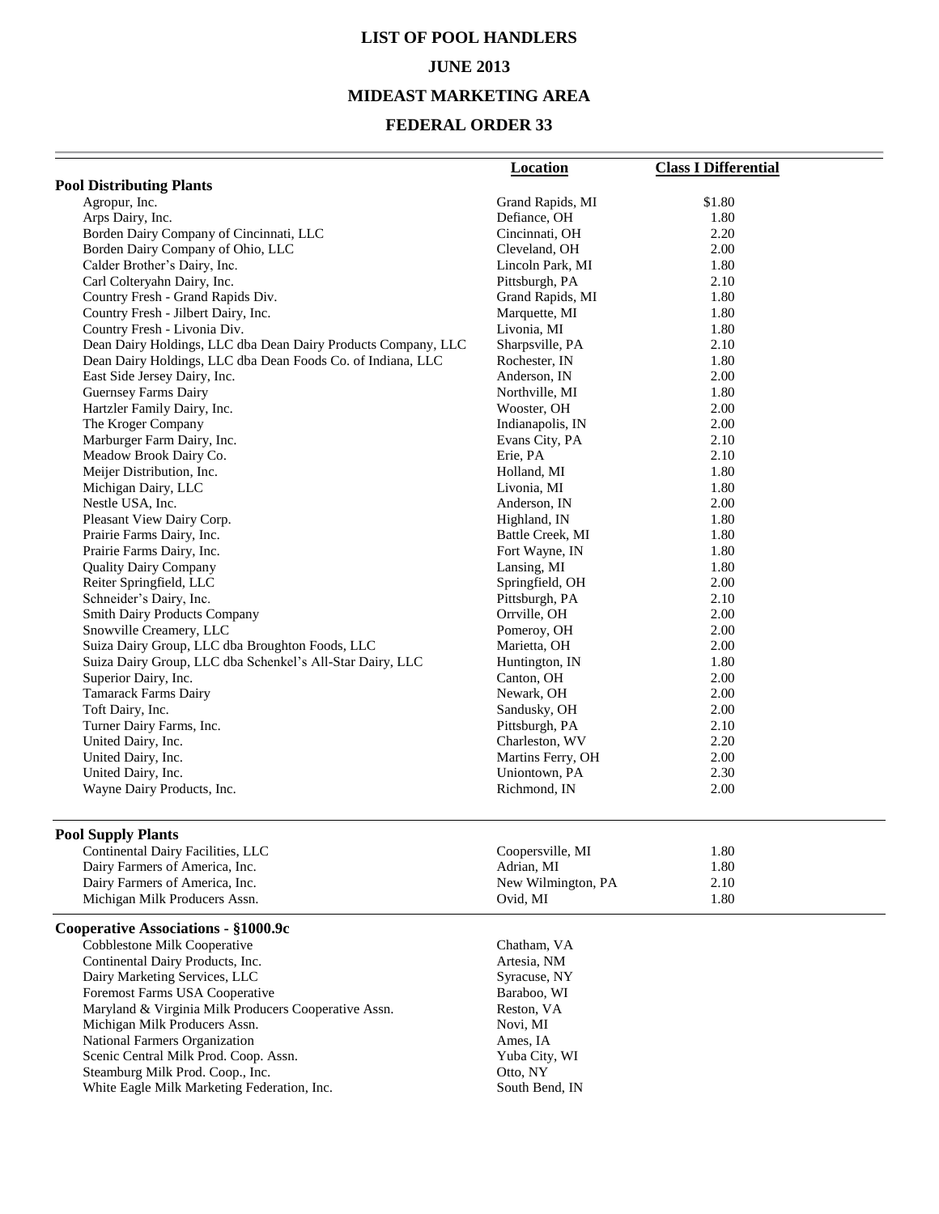# LIST OF POOL HANDLERS

## JUNE 2013

## MIDEAST MARKETING AREA

## FEDERAL ORDER 33

| | Location | Class I Differential |
|---|---|---|
| **Pool Distributing Plants** | | |
| Agropur, Inc. | Grand Rapids, MI | $1.80 |
| Arps Dairy, Inc. | Defiance, OH | 1.80 |
| Borden Dairy Company of Cincinnati, LLC | Cincinnati, OH | 2.20 |
| Borden Dairy Company of Ohio, LLC | Cleveland, OH | 2.00 |
| Calder Brother's Dairy, Inc. | Lincoln Park, MI | 1.80 |
| Carl Colteryahn Dairy, Inc. | Pittsburgh, PA | 2.10 |
| Country Fresh - Grand Rapids Div. | Grand Rapids, MI | 1.80 |
| Country Fresh - Jilbert Dairy, Inc. | Marquette, MI | 1.80 |
| Country Fresh - Livonia Div. | Livonia, MI | 1.80 |
| Dean Dairy Holdings, LLC dba Dean Dairy Products Company, LLC | Sharpsville, PA | 2.10 |
| Dean Dairy Holdings, LLC dba Dean Foods Co. of Indiana, LLC | Rochester, IN | 1.80 |
| East Side Jersey Dairy, Inc. | Anderson, IN | 2.00 |
| Guernsey Farms Dairy | Northville, MI | 1.80 |
| Hartzler Family Dairy, Inc. | Wooster, OH | 2.00 |
| The Kroger Company | Indianapolis, IN | 2.00 |
| Marburger Farm Dairy, Inc. | Evans City, PA | 2.10 |
| Meadow Brook Dairy Co. | Erie, PA | 2.10 |
| Meijer Distribution, Inc. | Holland, MI | 1.80 |
| Michigan Dairy, LLC | Livonia, MI | 1.80 |
| Nestle USA, Inc. | Anderson, IN | 2.00 |
| Pleasant View Dairy Corp. | Highland, IN | 1.80 |
| Prairie Farms Dairy, Inc. | Battle Creek, MI | 1.80 |
| Prairie Farms Dairy, Inc. | Fort Wayne, IN | 1.80 |
| Quality Dairy Company | Lansing, MI | 1.80 |
| Reiter Springfield, LLC | Springfield, OH | 2.00 |
| Schneider's Dairy, Inc. | Pittsburgh, PA | 2.10 |
| Smith Dairy Products Company | Orrville, OH | 2.00 |
| Snowville Creamery, LLC | Pomeroy, OH | 2.00 |
| Suiza Dairy Group, LLC dba Broughton Foods, LLC | Marietta, OH | 2.00 |
| Suiza Dairy Group, LLC dba Schenkel's All-Star Dairy, LLC | Huntington, IN | 1.80 |
| Superior Dairy, Inc. | Canton, OH | 2.00 |
| Tamarack Farms Dairy | Newark, OH | 2.00 |
| Toft Dairy, Inc. | Sandusky, OH | 2.00 |
| Turner Dairy Farms, Inc. | Pittsburgh, PA | 2.10 |
| United Dairy, Inc. | Charleston, WV | 2.20 |
| United Dairy, Inc. | Martins Ferry, OH | 2.00 |
| United Dairy, Inc. | Uniontown, PA | 2.30 |
| Wayne Dairy Products, Inc. | Richmond, IN | 2.00 |
| **Pool Supply Plants** | | |
| Continental Dairy Facilities, LLC | Coopersville, MI | 1.80 |
| Dairy Farmers of America, Inc. | Adrian, MI | 1.80 |
| Dairy Farmers of America, Inc. | New Wilmington, PA | 2.10 |
| Michigan Milk Producers Assn. | Ovid, MI | 1.80 |
| **Cooperative Associations - §1000.9c** | | |
| Cobblestone Milk Cooperative | Chatham, VA | |
| Continental Dairy Products, Inc. | Artesia, NM | |
| Dairy Marketing Services, LLC | Syracuse, NY | |
| Foremost Farms USA Cooperative | Baraboo, WI | |
| Maryland & Virginia Milk Producers Cooperative Assn. | Reston, VA | |
| Michigan Milk Producers Assn. | Novi, MI | |
| National Farmers Organization | Ames, IA | |
| Scenic Central Milk Prod. Coop. Assn. | Yuba City, WI | |
| Steamburg Milk Prod. Coop., Inc. | Otto, NY | |
| White Eagle Milk Marketing Federation, Inc. | South Bend, IN | |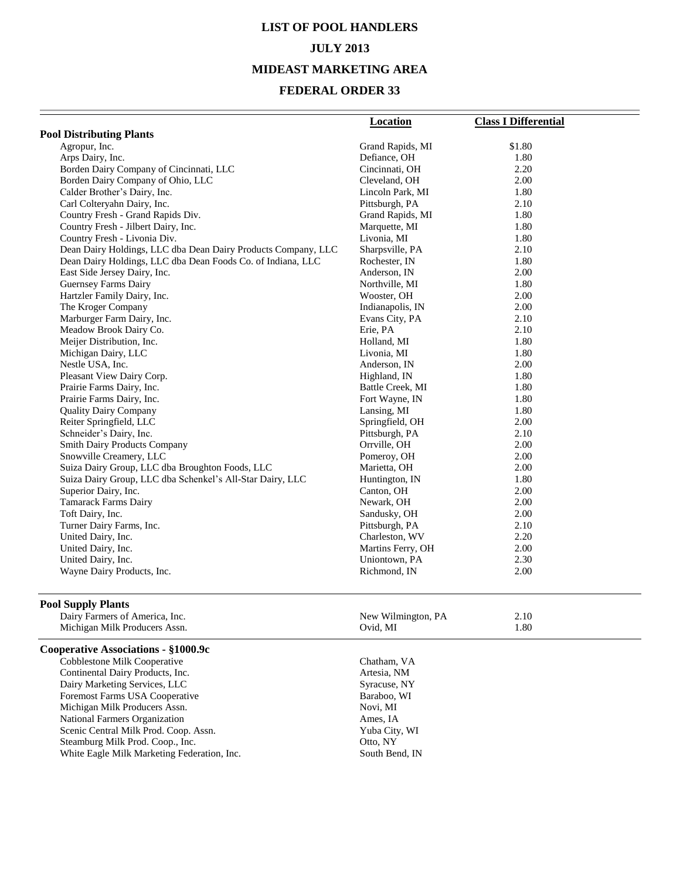# LIST OF POOL HANDLERS

## JULY 2013

## MIDEAST MARKETING AREA

## FEDERAL ORDER 33

| | Location | Class I Differential |
|---|---|---|
| **Pool Distributing Plants** | | |
| Agropur, Inc. | Grand Rapids, MI | $1.80 |
| Arps Dairy, Inc. | Defiance, OH | 1.80 |
| Borden Dairy Company of Cincinnati, LLC | Cincinnati, OH | 2.20 |
| Borden Dairy Company of Ohio, LLC | Cleveland, OH | 2.00 |
| Calder Brother's Dairy, Inc. | Lincoln Park, MI | 1.80 |
| Carl Colteryahn Dairy, Inc. | Pittsburgh, PA | 2.10 |
| Country Fresh - Grand Rapids Div. | Grand Rapids, MI | 1.80 |
| Country Fresh - Jilbert Dairy, Inc. | Marquette, MI | 1.80 |
| Country Fresh - Livonia Div. | Livonia, MI | 1.80 |
| Dean Dairy Holdings, LLC dba Dean Dairy Products Company, LLC | Sharpsville, PA | 2.10 |
| Dean Dairy Holdings, LLC dba Dean Foods Co. of Indiana, LLC | Rochester, IN | 1.80 |
| East Side Jersey Dairy, Inc. | Anderson, IN | 2.00 |
| Guernsey Farms Dairy | Northville, MI | 1.80 |
| Hartzler Family Dairy, Inc. | Wooster, OH | 2.00 |
| The Kroger Company | Indianapolis, IN | 2.00 |
| Marburger Farm Dairy, Inc. | Evans City, PA | 2.10 |
| Meadow Brook Dairy Co. | Erie, PA | 2.10 |
| Meijer Distribution, Inc. | Holland, MI | 1.80 |
| Michigan Dairy, LLC | Livonia, MI | 1.80 |
| Nestle USA, Inc. | Anderson, IN | 2.00 |
| Pleasant View Dairy Corp. | Highland, IN | 1.80 |
| Prairie Farms Dairy, Inc. | Battle Creek, MI | 1.80 |
| Prairie Farms Dairy, Inc. | Fort Wayne, IN | 1.80 |
| Quality Dairy Company | Lansing, MI | 1.80 |
| Reiter Springfield, LLC | Springfield, OH | 2.00 |
| Schneider's Dairy, Inc. | Pittsburgh, PA | 2.10 |
| Smith Dairy Products Company | Orrville, OH | 2.00 |
| Snowville Creamery, LLC | Pomeroy, OH | 2.00 |
| Suiza Dairy Group, LLC dba Broughton Foods, LLC | Marietta, OH | 2.00 |
| Suiza Dairy Group, LLC dba Schenkel's All-Star Dairy, LLC | Huntington, IN | 1.80 |
| Superior Dairy, Inc. | Canton, OH | 2.00 |
| Tamarack Farms Dairy | Newark, OH | 2.00 |
| Toft Dairy, Inc. | Sandusky, OH | 2.00 |
| Turner Dairy Farms, Inc. | Pittsburgh, PA | 2.10 |
| United Dairy, Inc. | Charleston, WV | 2.20 |
| United Dairy, Inc. | Martins Ferry, OH | 2.00 |
| United Dairy, Inc. | Uniontown, PA | 2.30 |
| Wayne Dairy Products, Inc. | Richmond, IN | 2.00 |
| **Pool Supply Plants** | | |
| Dairy Farmers of America, Inc. | New Wilmington, PA | 2.10 |
| Michigan Milk Producers Assn. | Ovid, MI | 1.80 |
| **Cooperative Associations - §1000.9c** | | |
| Cobblestone Milk Cooperative | Chatham, VA | |
| Continental Dairy Products, Inc. | Artesia, NM | |
| Dairy Marketing Services, LLC | Syracuse, NY | |
| Foremost Farms USA Cooperative | Baraboo, WI | |
| Michigan Milk Producers Assn. | Novi, MI | |
| National Farmers Organization | Ames, IA | |
| Scenic Central Milk Prod. Coop. Assn. | Yuba City, WI | |
| Steamburg Milk Prod. Coop., Inc. | Otto, NY | |
| White Eagle Milk Marketing Federation, Inc. | South Bend, IN | |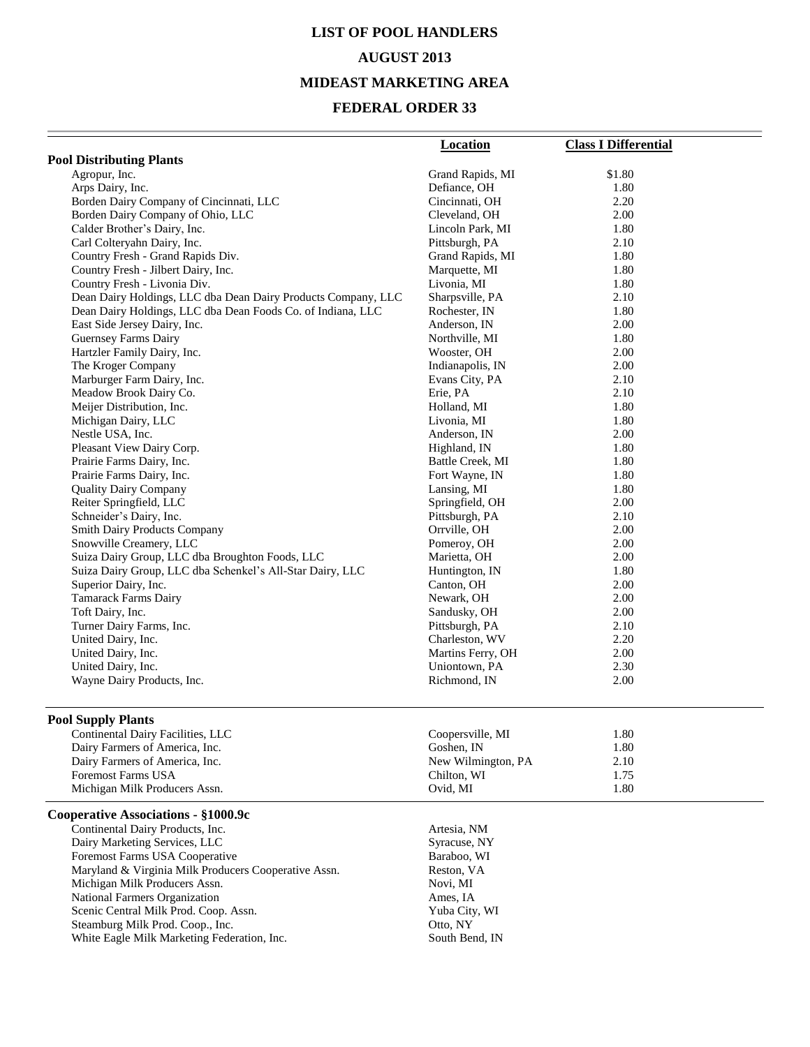# LIST OF POOL HANDLERS

## AUGUST 2013

## MIDEAST MARKETING AREA

## FEDERAL ORDER 33

| | Location | Class I Differential |
|---|---|---|
| **Pool Distributing Plants** | | |
| Agropur, Inc. | Grand Rapids, MI | $1.80 |
| Arps Dairy, Inc. | Defiance, OH | 1.80 |
| Borden Dairy Company of Cincinnati, LLC | Cincinnati, OH | 2.20 |
| Borden Dairy Company of Ohio, LLC | Cleveland, OH | 2.00 |
| Calder Brother's Dairy, Inc. | Lincoln Park, MI | 1.80 |
| Carl Colteryahn Dairy, Inc. | Pittsburgh, PA | 2.10 |
| Country Fresh - Grand Rapids Div. | Grand Rapids, MI | 1.80 |
| Country Fresh - Jilbert Dairy, Inc. | Marquette, MI | 1.80 |
| Country Fresh - Livonia Div. | Livonia, MI | 1.80 |
| Dean Dairy Holdings, LLC dba Dean Dairy Products Company, LLC | Sharpsville, PA | 2.10 |
| Dean Dairy Holdings, LLC dba Dean Foods Co. of Indiana, LLC | Rochester, IN | 1.80 |
| East Side Jersey Dairy, Inc. | Anderson, IN | 2.00 |
| Guernsey Farms Dairy | Northville, MI | 1.80 |
| Hartzler Family Dairy, Inc. | Wooster, OH | 2.00 |
| The Kroger Company | Indianapolis, IN | 2.00 |
| Marburger Farm Dairy, Inc. | Evans City, PA | 2.10 |
| Meadow Brook Dairy Co. | Erie, PA | 2.10 |
| Meijer Distribution, Inc. | Holland, MI | 1.80 |
| Michigan Dairy, LLC | Livonia, MI | 1.80 |
| Nestle USA, Inc. | Anderson, IN | 2.00 |
| Pleasant View Dairy Corp. | Highland, IN | 1.80 |
| Prairie Farms Dairy, Inc. | Battle Creek, MI | 1.80 |
| Prairie Farms Dairy, Inc. | Fort Wayne, IN | 1.80 |
| Quality Dairy Company | Lansing, MI | 1.80 |
| Reiter Springfield, LLC | Springfield, OH | 2.00 |
| Schneider's Dairy, Inc. | Pittsburgh, PA | 2.10 |
| Smith Dairy Products Company | Orrville, OH | 2.00 |
| Snowville Creamery, LLC | Pomeroy, OH | 2.00 |
| Suiza Dairy Group, LLC dba Broughton Foods, LLC | Marietta, OH | 2.00 |
| Suiza Dairy Group, LLC dba Schenkel's All-Star Dairy, LLC | Huntington, IN | 1.80 |
| Superior Dairy, Inc. | Canton, OH | 2.00 |
| Tamarack Farms Dairy | Newark, OH | 2.00 |
| Toft Dairy, Inc. | Sandusky, OH | 2.00 |
| Turner Dairy Farms, Inc. | Pittsburgh, PA | 2.10 |
| United Dairy, Inc. | Charleston, WV | 2.20 |
| United Dairy, Inc. | Martins Ferry, OH | 2.00 |
| United Dairy, Inc. | Uniontown, PA | 2.30 |
| Wayne Dairy Products, Inc. | Richmond, IN | 2.00 |
| **Pool Supply Plants** | | |
| Continental Dairy Facilities, LLC | Coopersville, MI | 1.80 |
| Dairy Farmers of America, Inc. | Goshen, IN | 1.80 |
| Dairy Farmers of America, Inc. | New Wilmington, PA | 2.10 |
| Foremost Farms USA | Chilton, WI | 1.75 |
| Michigan Milk Producers Assn. | Ovid, MI | 1.80 |
| **Cooperative Associations - §1000.9c** | | |
| Continental Dairy Products, Inc. | Artesia, NM | |
| Dairy Marketing Services, LLC | Syracuse, NY | |
| Foremost Farms USA Cooperative | Baraboo, WI | |
| Maryland & Virginia Milk Producers Cooperative Assn. | Reston, VA | |
| Michigan Milk Producers Assn. | Novi, MI | |
| National Farmers Organization | Ames, IA | |
| Scenic Central Milk Prod. Coop. Assn. | Yuba City, WI | |
| Steamburg Milk Prod. Coop., Inc. | Otto, NY | |
| White Eagle Milk Marketing Federation, Inc. | South Bend, IN | |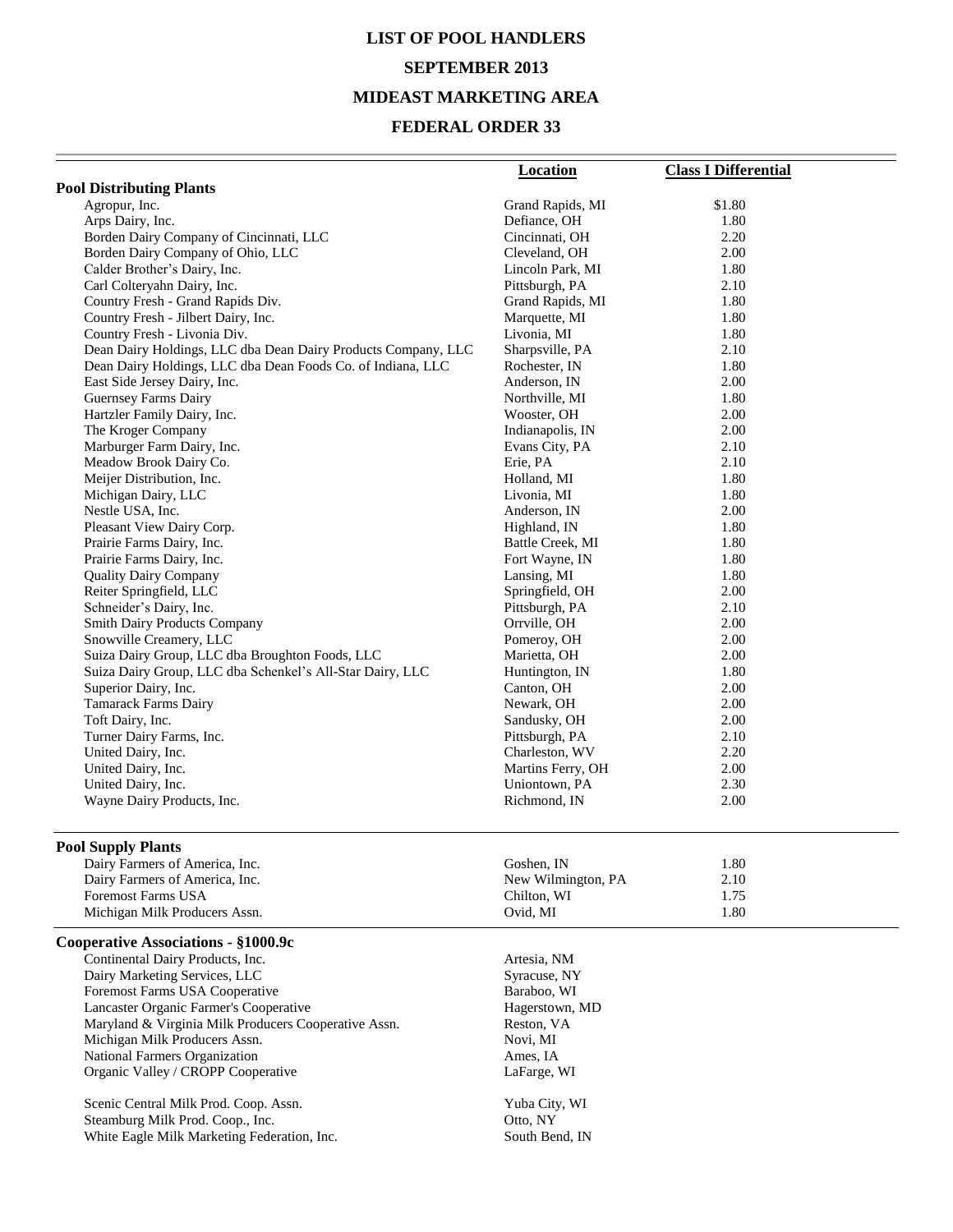# LIST OF POOL HANDLERS

## SEPTEMBER 2013

## MIDEAST MARKETING AREA

## FEDERAL ORDER 33

| | Location | Class I Differential |
|---|---|---|
| **Pool Distributing Plants** | | |
| Agropur, Inc. | Grand Rapids, MI | $1.80 |
| Arps Dairy, Inc. | Defiance, OH | 1.80 |
| Borden Dairy Company of Cincinnati, LLC | Cincinnati, OH | 2.20 |
| Borden Dairy Company of Ohio, LLC | Cleveland, OH | 2.00 |
| Calder Brother's Dairy, Inc. | Lincoln Park, MI | 1.80 |
| Carl Colteryahn Dairy, Inc. | Pittsburgh, PA | 2.10 |
| Country Fresh - Grand Rapids Div. | Grand Rapids, MI | 1.80 |
| Country Fresh - Jilbert Dairy, Inc. | Marquette, MI | 1.80 |
| Country Fresh - Livonia Div. | Livonia, MI | 1.80 |
| Dean Dairy Holdings, LLC dba Dean Dairy Products Company, LLC | Sharpsville, PA | 2.10 |
| Dean Dairy Holdings, LLC dba Dean Foods Co. of Indiana, LLC | Rochester, IN | 1.80 |
| East Side Jersey Dairy, Inc. | Anderson, IN | 2.00 |
| Guernsey Farms Dairy | Northville, MI | 1.80 |
| Hartzler Family Dairy, Inc. | Wooster, OH | 2.00 |
| The Kroger Company | Indianapolis, IN | 2.00 |
| Marburger Farm Dairy, Inc. | Evans City, PA | 2.10 |
| Meadow Brook Dairy Co. | Erie, PA | 2.10 |
| Meijer Distribution, Inc. | Holland, MI | 1.80 |
| Michigan Dairy, LLC | Livonia, MI | 1.80 |
| Nestle USA, Inc. | Anderson, IN | 2.00 |
| Pleasant View Dairy Corp. | Highland, IN | 1.80 |
| Prairie Farms Dairy, Inc. | Battle Creek, MI | 1.80 |
| Prairie Farms Dairy, Inc. | Fort Wayne, IN | 1.80 |
| Quality Dairy Company | Lansing, MI | 1.80 |
| Reiter Springfield, LLC | Springfield, OH | 2.00 |
| Schneider's Dairy, Inc. | Pittsburgh, PA | 2.10 |
| Smith Dairy Products Company | Orrville, OH | 2.00 |
| Snowville Creamery, LLC | Pomeroy, OH | 2.00 |
| Suiza Dairy Group, LLC dba Broughton Foods, LLC | Marietta, OH | 2.00 |
| Suiza Dairy Group, LLC dba Schenkel's All-Star Dairy, LLC | Huntington, IN | 1.80 |
| Superior Dairy, Inc. | Canton, OH | 2.00 |
| Tamarack Farms Dairy | Newark, OH | 2.00 |
| Toft Dairy, Inc. | Sandusky, OH | 2.00 |
| Turner Dairy Farms, Inc. | Pittsburgh, PA | 2.10 |
| United Dairy, Inc. | Charleston, WV | 2.20 |
| United Dairy, Inc. | Martins Ferry, OH | 2.00 |
| United Dairy, Inc. | Uniontown, PA | 2.30 |
| Wayne Dairy Products, Inc. | Richmond, IN | 2.00 |
| **Pool Supply Plants** | | |
| Dairy Farmers of America, Inc. | Goshen, IN | 1.80 |
| Dairy Farmers of America, Inc. | New Wilmington, PA | 2.10 |
| Foremost Farms USA | Chilton, WI | 1.75 |
| Michigan Milk Producers Assn. | Ovid, MI | 1.80 |
| **Cooperative Associations - §1000.9c** | | |
| Continental Dairy Products, Inc. | Artesia, NM | |
| Dairy Marketing Services, LLC | Syracuse, NY | |
| Foremost Farms USA Cooperative | Baraboo, WI | |
| Lancaster Organic Farmer's Cooperative | Hagerstown, MD | |
| Maryland & Virginia Milk Producers Cooperative Assn. | Reston, VA | |
| Michigan Milk Producers Assn. | Novi, MI | |
| National Farmers Organization | Ames, IA | |
| Organic Valley / CROPP Cooperative | LaFarge, WI | |
| Scenic Central Milk Prod. Coop. Assn. | Yuba City, WI | |
| Steamburg Milk Prod. Coop., Inc. | Otto, NY | |
| White Eagle Milk Marketing Federation, Inc. | South Bend, IN | |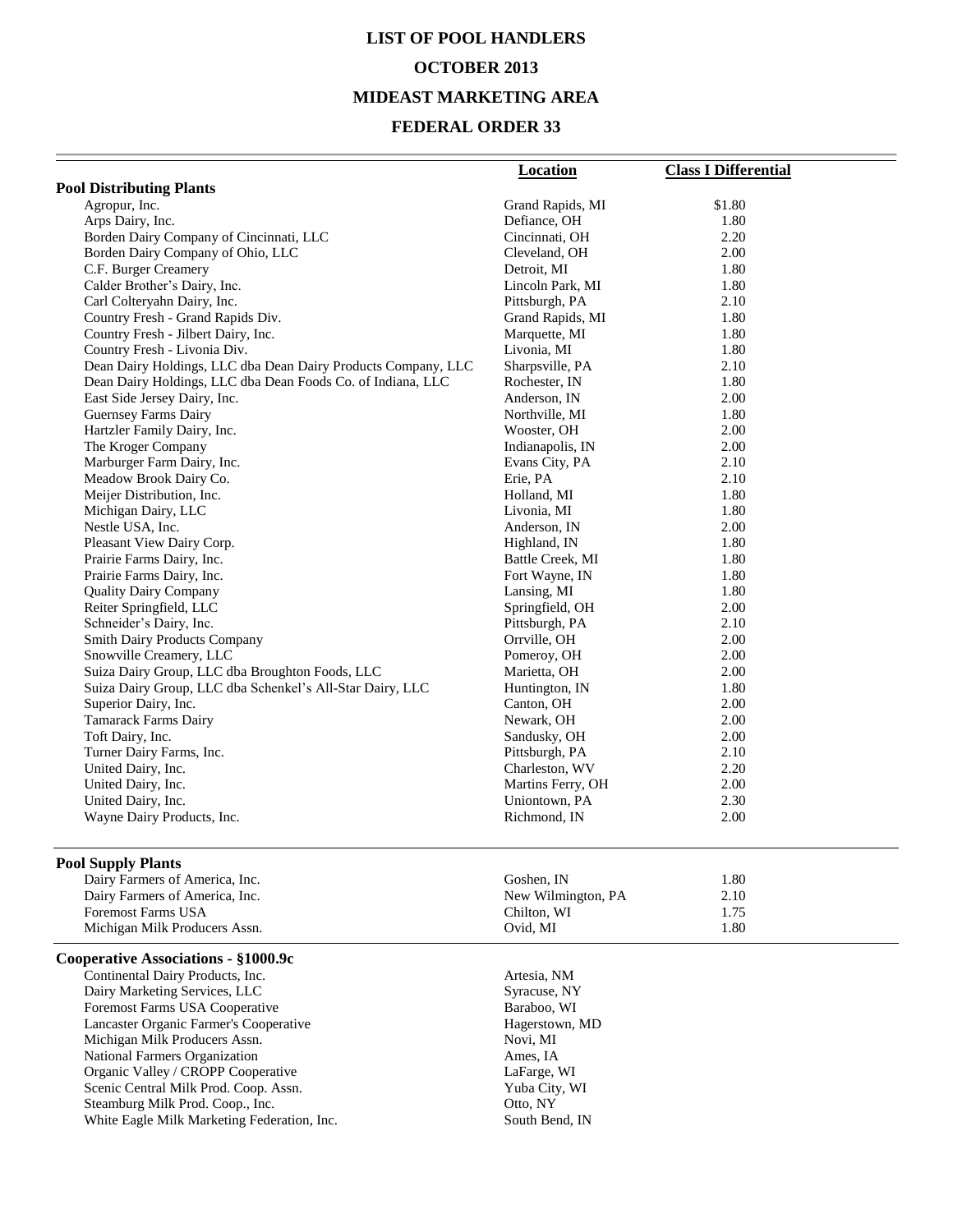# LIST OF POOL HANDLERS

# OCTOBER 2013

# MIDEAST MARKETING AREA

# FEDERAL ORDER 33

| | Location | Class I Differential |
|---|---|---|
| **Pool Distributing Plants** | | |
| Agropur, Inc. | Grand Rapids, MI | $1.80 |
| Arps Dairy, Inc. | Defiance, OH | 1.80 |
| Borden Dairy Company of Cincinnati, LLC | Cincinnati, OH | 2.20 |
| Borden Dairy Company of Ohio, LLC | Cleveland, OH | 2.00 |
| C.F. Burger Creamery | Detroit, MI | 1.80 |
| Calder Brother's Dairy, Inc. | Lincoln Park, MI | 1.80 |
| Carl Colteryahn Dairy, Inc. | Pittsburgh, PA | 2.10 |
| Country Fresh - Grand Rapids Div. | Grand Rapids, MI | 1.80 |
| Country Fresh - Jilbert Dairy, Inc. | Marquette, MI | 1.80 |
| Country Fresh - Livonia Div. | Livonia, MI | 1.80 |
| Dean Dairy Holdings, LLC dba Dean Dairy Products Company, LLC | Sharpsville, PA | 2.10 |
| Dean Dairy Holdings, LLC dba Dean Foods Co. of Indiana, LLC | Rochester, IN | 1.80 |
| East Side Jersey Dairy, Inc. | Anderson, IN | 2.00 |
| Guernsey Farms Dairy | Northville, MI | 1.80 |
| Hartzler Family Dairy, Inc. | Wooster, OH | 2.00 |
| The Kroger Company | Indianapolis, IN | 2.00 |
| Marburger Farm Dairy, Inc. | Evans City, PA | 2.10 |
| Meadow Brook Dairy Co. | Erie, PA | 2.10 |
| Meijer Distribution, Inc. | Holland, MI | 1.80 |
| Michigan Dairy, LLC | Livonia, MI | 1.80 |
| Nestle USA, Inc. | Anderson, IN | 2.00 |
| Pleasant View Dairy Corp. | Highland, IN | 1.80 |
| Prairie Farms Dairy, Inc. | Battle Creek, MI | 1.80 |
| Prairie Farms Dairy, Inc. | Fort Wayne, IN | 1.80 |
| Quality Dairy Company | Lansing, MI | 1.80 |
| Reiter Springfield, LLC | Springfield, OH | 2.00 |
| Schneider's Dairy, Inc. | Pittsburgh, PA | 2.10 |
| Smith Dairy Products Company | Orrville, OH | 2.00 |
| Snowville Creamery, LLC | Pomeroy, OH | 2.00 |
| Suiza Dairy Group, LLC dba Broughton Foods, LLC | Marietta, OH | 2.00 |
| Suiza Dairy Group, LLC dba Schenkel's All-Star Dairy, LLC | Huntington, IN | 1.80 |
| Superior Dairy, Inc. | Canton, OH | 2.00 |
| Tamarack Farms Dairy | Newark, OH | 2.00 |
| Toft Dairy, Inc. | Sandusky, OH | 2.00 |
| Turner Dairy Farms, Inc. | Pittsburgh, PA | 2.10 |
| United Dairy, Inc. | Charleston, WV | 2.20 |
| United Dairy, Inc. | Martins Ferry, OH | 2.00 |
| United Dairy, Inc. | Uniontown, PA | 2.30 |
| Wayne Dairy Products, Inc. | Richmond, IN | 2.00 |
| **Pool Supply Plants** | | |
| Dairy Farmers of America, Inc. | Goshen, IN | 1.80 |
| Dairy Farmers of America, Inc. | New Wilmington, PA | 2.10 |
| Foremost Farms USA | Chilton, WI | 1.75 |
| Michigan Milk Producers Assn. | Ovid, MI | 1.80 |
| **Cooperative Associations - §1000.9c** | | |
| Continental Dairy Products, Inc. | Artesia, NM | |
| Dairy Marketing Services, LLC | Syracuse, NY | |
| Foremost Farms USA Cooperative | Baraboo, WI | |
| Lancaster Organic Farmer's Cooperative | Hagerstown, MD | |
| Michigan Milk Producers Assn. | Novi, MI | |
| National Farmers Organization | Ames, IA | |
| Organic Valley / CROPP Cooperative | LaFarge, WI | |
| Scenic Central Milk Prod. Coop. Assn. | Yuba City, WI | |
| Steamburg Milk Prod. Coop., Inc. | Otto, NY | |
| White Eagle Milk Marketing Federation, Inc. | South Bend, IN | |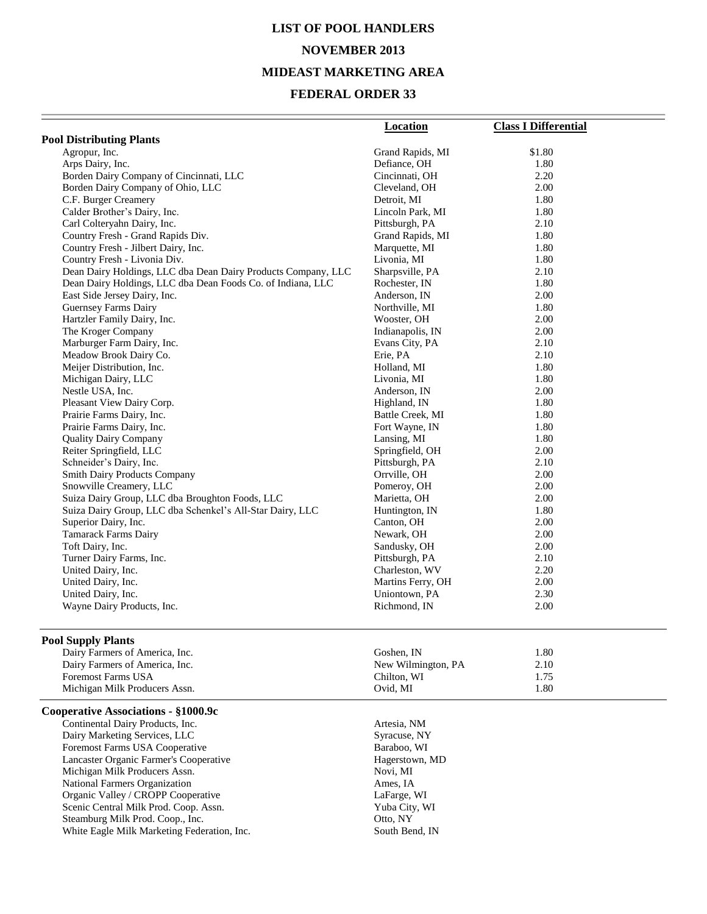# LIST OF POOL HANDLERS

## NOVEMBER 2013

## MIDEAST MARKETING AREA

## FEDERAL ORDER 33

| | Location | Class I Differential |
|---|---|---|
| **Pool Distributing Plants** | | |
| Agropur, Inc. | Grand Rapids, MI | $1.80 |
| Arps Dairy, Inc. | Defiance, OH | 1.80 |
| Borden Dairy Company of Cincinnati, LLC | Cincinnati, OH | 2.20 |
| Borden Dairy Company of Ohio, LLC | Cleveland, OH | 2.00 |
| C.F. Burger Creamery | Detroit, MI | 1.80 |
| Calder Brother's Dairy, Inc. | Lincoln Park, MI | 1.80 |
| Carl Colteryahn Dairy, Inc. | Pittsburgh, PA | 2.10 |
| Country Fresh - Grand Rapids Div. | Grand Rapids, MI | 1.80 |
| Country Fresh - Jilbert Dairy, Inc. | Marquette, MI | 1.80 |
| Country Fresh - Livonia Div. | Livonia, MI | 1.80 |
| Dean Dairy Holdings, LLC dba Dean Dairy Products Company, LLC | Sharpsville, PA | 2.10 |
| Dean Dairy Holdings, LLC dba Dean Foods Co. of Indiana, LLC | Rochester, IN | 1.80 |
| East Side Jersey Dairy, Inc. | Anderson, IN | 2.00 |
| Guernsey Farms Dairy | Northville, MI | 1.80 |
| Hartzler Family Dairy, Inc. | Wooster, OH | 2.00 |
| The Kroger Company | Indianapolis, IN | 2.00 |
| Marburger Farm Dairy, Inc. | Evans City, PA | 2.10 |
| Meadow Brook Dairy Co. | Erie, PA | 2.10 |
| Meijer Distribution, Inc. | Holland, MI | 1.80 |
| Michigan Dairy, LLC | Livonia, MI | 1.80 |
| Nestle USA, Inc. | Anderson, IN | 2.00 |
| Pleasant View Dairy Corp. | Highland, IN | 1.80 |
| Prairie Farms Dairy, Inc. | Battle Creek, MI | 1.80 |
| Prairie Farms Dairy, Inc. | Fort Wayne, IN | 1.80 |
| Quality Dairy Company | Lansing, MI | 1.80 |
| Reiter Springfield, LLC | Springfield, OH | 2.00 |
| Schneider's Dairy, Inc. | Pittsburgh, PA | 2.10 |
| Smith Dairy Products Company | Orrville, OH | 2.00 |
| Snowville Creamery, LLC | Pomeroy, OH | 2.00 |
| Suiza Dairy Group, LLC dba Broughton Foods, LLC | Marietta, OH | 2.00 |
| Suiza Dairy Group, LLC dba Schenkel's All-Star Dairy, LLC | Huntington, IN | 1.80 |
| Superior Dairy, Inc. | Canton, OH | 2.00 |
| Tamarack Farms Dairy | Newark, OH | 2.00 |
| Toft Dairy, Inc. | Sandusky, OH | 2.00 |
| Turner Dairy Farms, Inc. | Pittsburgh, PA | 2.10 |
| United Dairy, Inc. | Charleston, WV | 2.20 |
| United Dairy, Inc. | Martins Ferry, OH | 2.00 |
| United Dairy, Inc. | Uniontown, PA | 2.30 |
| Wayne Dairy Products, Inc. | Richmond, IN | 2.00 |
| **Pool Supply Plants** | | |
| Dairy Farmers of America, Inc. | Goshen, IN | 1.80 |
| Dairy Farmers of America, Inc. | New Wilmington, PA | 2.10 |
| Foremost Farms USA | Chilton, WI | 1.75 |
| Michigan Milk Producers Assn. | Ovid, MI | 1.80 |
| **Cooperative Associations - §1000.9c** | | |
| Continental Dairy Products, Inc. | Artesia, NM | |
| Dairy Marketing Services, LLC | Syracuse, NY | |
| Foremost Farms USA Cooperative | Baraboo, WI | |
| Lancaster Organic Farmer's Cooperative | Hagerstown, MD | |
| Michigan Milk Producers Assn. | Novi, MI | |
| National Farmers Organization | Ames, IA | |
| Organic Valley / CROPP Cooperative | LaFarge, WI | |
| Scenic Central Milk Prod. Coop. Assn. | Yuba City, WI | |
| Steamburg Milk Prod. Coop., Inc. | Otto, NY | |
| White Eagle Milk Marketing Federation, Inc. | South Bend, IN | |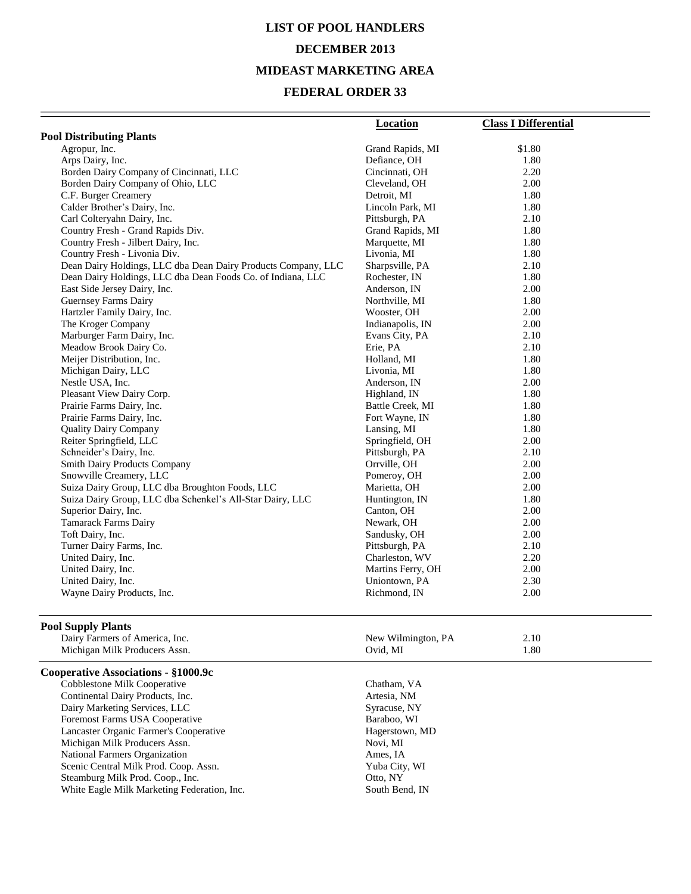# LIST OF POOL HANDLERS

## DECEMBER 2013

## MIDEAST MARKETING AREA

## FEDERAL ORDER 33

| | Location | Class I Differential |
|---|---|---|
| **Pool Distributing Plants** | | |
| Agropur, Inc. | Grand Rapids, MI | $1.80 |
| Arps Dairy, Inc. | Defiance, OH | 1.80 |
| Borden Dairy Company of Cincinnati, LLC | Cincinnati, OH | 2.20 |
| Borden Dairy Company of Ohio, LLC | Cleveland, OH | 2.00 |
| C.F. Burger Creamery | Detroit, MI | 1.80 |
| Calder Brother's Dairy, Inc. | Lincoln Park, MI | 1.80 |
| Carl Colteryahn Dairy, Inc. | Pittsburgh, PA | 2.10 |
| Country Fresh - Grand Rapids Div. | Grand Rapids, MI | 1.80 |
| Country Fresh - Jilbert Dairy, Inc. | Marquette, MI | 1.80 |
| Country Fresh - Livonia Div. | Livonia, MI | 1.80 |
| Dean Dairy Holdings, LLC dba Dean Dairy Products Company, LLC | Sharpsville, PA | 2.10 |
| Dean Dairy Holdings, LLC dba Dean Foods Co. of Indiana, LLC | Rochester, IN | 1.80 |
| East Side Jersey Dairy, Inc. | Anderson, IN | 2.00 |
| Guernsey Farms Dairy | Northville, MI | 1.80 |
| Hartzler Family Dairy, Inc. | Wooster, OH | 2.00 |
| The Kroger Company | Indianapolis, IN | 2.00 |
| Marburger Farm Dairy, Inc. | Evans City, PA | 2.10 |
| Meadow Brook Dairy Co. | Erie, PA | 2.10 |
| Meijer Distribution, Inc. | Holland, MI | 1.80 |
| Michigan Dairy, LLC | Livonia, MI | 1.80 |
| Nestle USA, Inc. | Anderson, IN | 2.00 |
| Pleasant View Dairy Corp. | Highland, IN | 1.80 |
| Prairie Farms Dairy, Inc. | Battle Creek, MI | 1.80 |
| Prairie Farms Dairy, Inc. | Fort Wayne, IN | 1.80 |
| Quality Dairy Company | Lansing, MI | 1.80 |
| Reiter Springfield, LLC | Springfield, OH | 2.00 |
| Schneider's Dairy, Inc. | Pittsburgh, PA | 2.10 |
| Smith Dairy Products Company | Orrville, OH | 2.00 |
| Snowville Creamery, LLC | Pomeroy, OH | 2.00 |
| Suiza Dairy Group, LLC dba Broughton Foods, LLC | Marietta, OH | 2.00 |
| Suiza Dairy Group, LLC dba Schenkel's All-Star Dairy, LLC | Huntington, IN | 1.80 |
| Superior Dairy, Inc. | Canton, OH | 2.00 |
| Tamarack Farms Dairy | Newark, OH | 2.00 |
| Toft Dairy, Inc. | Sandusky, OH | 2.00 |
| Turner Dairy Farms, Inc. | Pittsburgh, PA | 2.10 |
| United Dairy, Inc. | Charleston, WV | 2.20 |
| United Dairy, Inc. | Martins Ferry, OH | 2.00 |
| United Dairy, Inc. | Uniontown, PA | 2.30 |
| Wayne Dairy Products, Inc. | Richmond, IN | 2.00 |
| **Pool Supply Plants** | | |
| Dairy Farmers of America, Inc. | New Wilmington, PA | 2.10 |
| Michigan Milk Producers Assn. | Ovid, MI | 1.80 |
| **Cooperative Associations - §1000.9c** | | |
| Cobblestone Milk Cooperative | Chatham, VA | |
| Continental Dairy Products, Inc. | Artesia, NM | |
| Dairy Marketing Services, LLC | Syracuse, NY | |
| Foremost Farms USA Cooperative | Baraboo, WI | |
| Lancaster Organic Farmer's Cooperative | Hagerstown, MD | |
| Michigan Milk Producers Assn. | Novi, MI | |
| National Farmers Organization | Ames, IA | |
| Scenic Central Milk Prod. Coop. Assn. | Yuba City, WI | |
| Steamburg Milk Prod. Coop., Inc. | Otto, NY | |
| White Eagle Milk Marketing Federation, Inc. | South Bend, IN | |